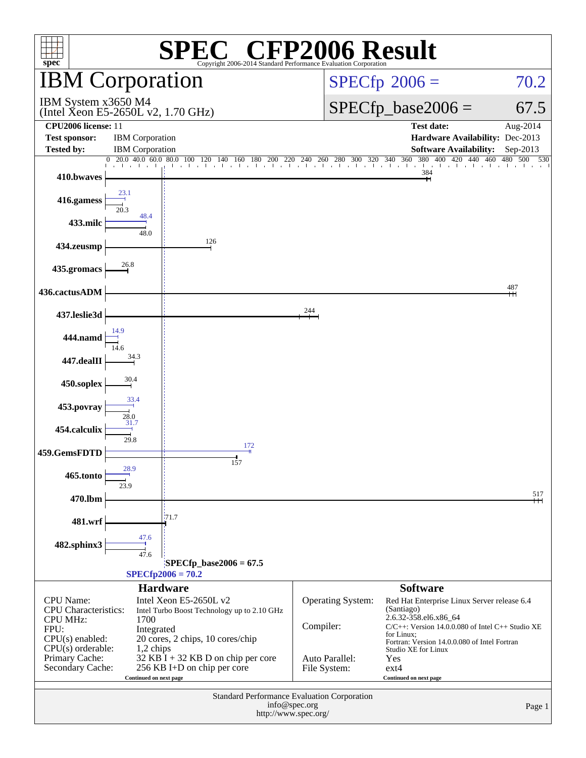# SPEC CFP2006 Result

Copyright 2006-2014 Standard Performance Evaluation Corporation

## IBM Corporation

IBM System x3650 M4
(Intel Xeon E5-2650L v2, 1.70 GHz)

SPECfp 2006 = 70.2

SPECfp_base2006 = 67.5

| | | | |
|---|---|---|---|
| **CPU2006 license:** | 11 | **Test date:** | Aug-2014 |
| **Test sponsor:** | IBM Corporation | **Hardware Availability:** | Dec-2013 |
| **Tested by:** | IBM Corporation | **Software Availability:** | Sep-2013 |

| Benchmark | Peak | Base |
|---|---|---|
| 410.bwaves | | 384 |
| 416.gamess | 23.1 | 20.3 |
| 433.milc | 48.4 | 48.0 |
| 434.zeusmp | | 126 |
| 435.gromacs | | 26.8 |
| 436.cactusADM | | 487 |
| 437.leslie3d | | 244 |
| 444.namd | 14.9 | 14.6 |
| 447.dealII | | 34.3 |
| 450.soplex | | 30.4 |
| 453.povray | 33.4 | 28.0 |
| 454.calculix | 31.7 | 29.8 |
| 459.GemsFDTD | 172 | 157 |
| 465.tonto | 28.9 | 23.9 |
| 470.lbm | | 517 |
| 481.wrf | | 71.7 |
| 482.sphinx3 | 47.6 | 47.6 |

SPECfp_base2006 = 67.5

SPECfp2006 = 70.2

### Hardware

| | |
|---|---|
| CPU Name: | Intel Xeon E5-2650L v2 |
| CPU Characteristics: | Intel Turbo Boost Technology up to 2.10 GHz |
| CPU MHz: | 1700 |
| FPU: | Integrated |
| CPU(s) enabled: | 20 cores, 2 chips, 10 cores/chip |
| CPU(s) orderable: | 1,2 chips |
| Primary Cache: | 32 KB I + 32 KB D on chip per core |
| Secondary Cache: | 256 KB I+D on chip per core |

Continued on next page

### Software

| | |
|---|---|
| Operating System: | Red Hat Enterprise Linux Server release 6.4 (Santiago) 2.6.32-358.el6.x86_64 |
| Compiler: | C/C++: Version 14.0.0.080 of Intel C++ Studio XE for Linux; Fortran: Version 14.0.0.080 of Intel Fortran Studio XE for Linux |
| Auto Parallel: | Yes |
| File System: | ext4 |

Continued on next page

Standard Performance Evaluation Corporation
info@spec.org
http://www.spec.org/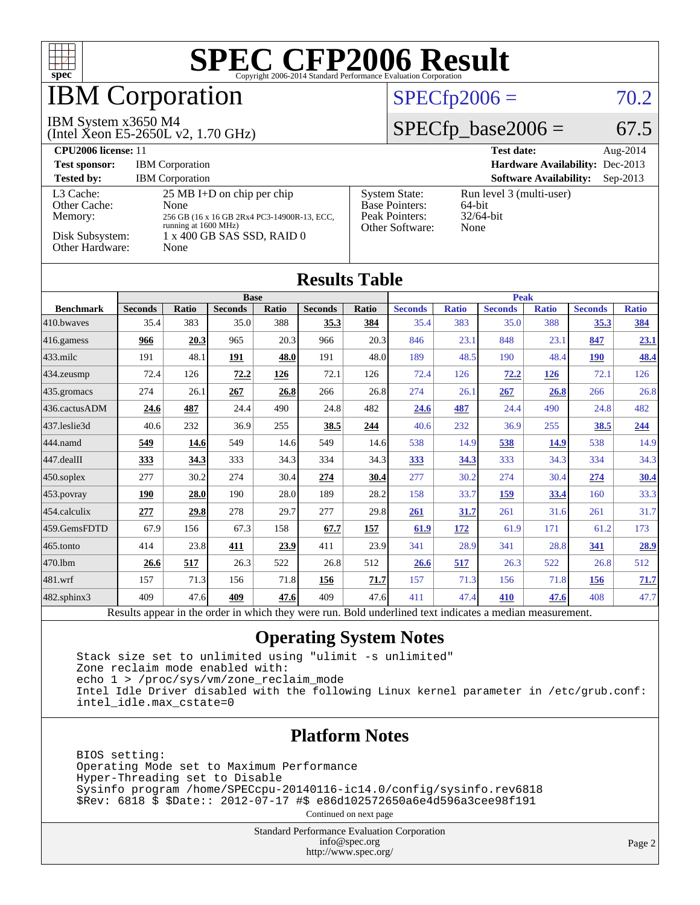# SPEC CFP2006 Result

Copyright 2006-2014 Standard Performance Evaluation Corporation

## IBM Corporation

IBM System x3650 M4
(Intel Xeon E5-2650L v2, 1.70 GHz)

SPECfp2006 = 70.2

SPECfp_base2006 = 67.5

| | | | |
|---|---|---|---|
| **CPU2006 license:** 11 | | **Test date:** | Aug-2014 |
| **Test sponsor:** | IBM Corporation | **Hardware Availability:** | Dec-2013 |
| **Tested by:** | IBM Corporation | **Software Availability:** | Sep-2013 |

| | |
|---|---|
| L3 Cache: | 25 MB I+D on chip per chip |
| Other Cache: | None |
| Memory: | 256 GB (16 x 16 GB 2Rx4 PC3-14900R-13, ECC, running at 1600 MHz) |
| Disk Subsystem: | 1 x 400 GB SAS SSD, RAID 0 |
| Other Hardware: | None |

| | |
|---|---|
| System State: | Run level 3 (multi-user) |
| Base Pointers: | 64-bit |
| Peak Pointers: | 32/64-bit |
| Other Software: | None |

## Results Table

| Benchmark | Base | | | | | | Peak | | | | | |
|---|---|---|---|---|---|---|---|---|---|---|---|---|
| | Seconds | Ratio | Seconds | Ratio | Seconds | Ratio | Seconds | Ratio | Seconds | Ratio | Seconds | Ratio |
| 410.bwaves | 35.4 | 383 | 35.0 | 388 | **35.3** | **384** | 35.4 | 383 | 35.0 | 388 | **35.3** | **384** |
| 416.gamess | **966** | **20.3** | 965 | 20.3 | 966 | 20.3 | 846 | 23.1 | 848 | 23.1 | **847** | **23.1** |
| 433.milc | 191 | 48.1 | **191** | **48.0** | 191 | 48.0 | 189 | 48.5 | 190 | 48.4 | **190** | **48.4** |
| 434.zeusmp | 72.4 | 126 | **72.2** | **126** | 72.1 | 126 | 72.4 | 126 | **72.2** | **126** | 72.1 | 126 |
| 435.gromacs | 274 | 26.1 | **267** | **26.8** | 266 | 26.8 | 274 | 26.1 | **267** | **26.8** | 266 | 26.8 |
| 436.cactusADM | **24.6** | **487** | 24.4 | 490 | 24.8 | 482 | **24.6** | **487** | 24.4 | 490 | 24.8 | 482 |
| 437.leslie3d | 40.6 | 232 | 36.9 | 255 | **38.5** | **244** | 40.6 | 232 | 36.9 | 255 | **38.5** | **244** |
| 444.namd | **549** | **14.6** | 549 | 14.6 | 549 | 14.6 | 538 | 14.9 | **538** | **14.9** | 538 | 14.9 |
| 447.dealII | **333** | **34.3** | 333 | 34.3 | 334 | 34.3 | **333** | **34.3** | 333 | 34.3 | 334 | 34.3 |
| 450.soplex | 277 | 30.2 | 274 | 30.4 | **274** | **30.4** | 277 | 30.2 | 274 | 30.4 | **274** | **30.4** |
| 453.povray | **190** | **28.0** | 190 | 28.0 | 189 | 28.2 | 158 | 33.7 | **159** | **33.4** | 160 | 33.3 |
| 454.calculix | **277** | **29.8** | 278 | 29.7 | 277 | 29.8 | **261** | **31.7** | 261 | 31.6 | 261 | 31.7 |
| 459.GemsFDTD | 67.9 | 156 | 67.3 | 158 | **67.7** | **157** | **61.9** | **172** | 61.9 | 171 | 61.2 | 173 |
| 465.tonto | 414 | 23.8 | **411** | **23.9** | 411 | 23.9 | 341 | 28.9 | 341 | 28.8 | **341** | **28.9** |
| 470.lbm | **26.6** | **517** | 26.3 | 522 | 26.8 | 512 | **26.6** | **517** | 26.3 | 522 | 26.8 | 512 |
| 481.wrf | 157 | 71.3 | 156 | 71.8 | **156** | **71.7** | 157 | 71.3 | 156 | 71.8 | **156** | **71.7** |
| 482.sphinx3 | 409 | 47.6 | **409** | **47.6** | 409 | 47.6 | 411 | 47.4 | **410** | **47.6** | 408 | 47.7 |

Results appear in the order in which they were run. Bold underlined text indicates a median measurement.

## Operating System Notes

```
Stack size set to unlimited using "ulimit -s unlimited"
Zone reclaim mode enabled with:
echo 1 > /proc/sys/vm/zone_reclaim_mode
Intel Idle Driver disabled with the following Linux kernel parameter in /etc/grub.conf:
intel_idle.max_cstate=0
```

## Platform Notes

```
BIOS setting:
Operating Mode set to Maximum Performance
Hyper-Threading set to Disable
Sysinfo program /home/SPECcpu-20140116-ic14.0/config/sysinfo.rev6818
$Rev: 6818 $ $Date:: 2012-07-17 #$ e86d102572650a6e4d596a3cee98f191
```

Continued on next page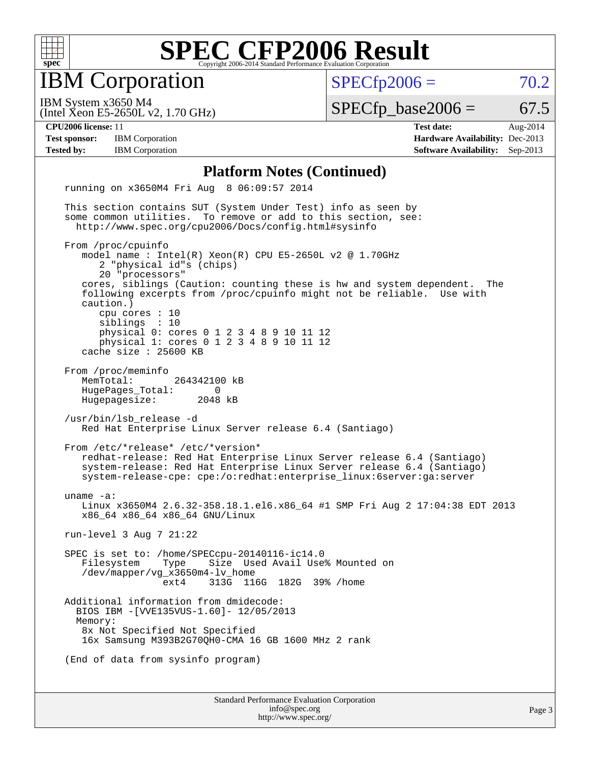# SPEC CFP2006 Result

Copyright 2006-2014 Standard Performance Evaluation Corporation

## IBM Corporation

IBM System x3650 M4
(Intel Xeon E5-2650L v2, 1.70 GHz)

SPECfp2006 = 70.2

SPECfp_base2006 = 67.5

| | | | |
|---|---|---|---|
| **CPU2006 license:** 11 | | **Test date:** | Aug-2014 |
| **Test sponsor:** | IBM Corporation | **Hardware Availability:** | Dec-2013 |
| **Tested by:** | IBM Corporation | **Software Availability:** | Sep-2013 |

### Platform Notes (Continued)

```
running on x3650M4 Fri Aug  8 06:09:57 2014

This section contains SUT (System Under Test) info as seen by
some common utilities.  To remove or add to this section, see:
  http://www.spec.org/cpu2006/Docs/config.html#sysinfo

From /proc/cpuinfo
   model name : Intel(R) Xeon(R) CPU E5-2650L v2 @ 1.70GHz
      2 "physical id"s (chips)
      20 "processors"
   cores, siblings (Caution: counting these is hw and system dependent.  The
   following excerpts from /proc/cpuinfo might not be reliable.  Use with
   caution.)
      cpu cores : 10
      siblings  : 10
      physical 0: cores 0 1 2 3 4 8 9 10 11 12
      physical 1: cores 0 1 2 3 4 8 9 10 11 12
   cache size : 25600 KB

From /proc/meminfo
   MemTotal:       264342100 kB
   HugePages_Total:       0
   Hugepagesize:       2048 kB

/usr/bin/lsb_release -d
   Red Hat Enterprise Linux Server release 6.4 (Santiago)

From /etc/*release* /etc/*version*
   redhat-release: Red Hat Enterprise Linux Server release 6.4 (Santiago)
   system-release: Red Hat Enterprise Linux Server release 6.4 (Santiago)
   system-release-cpe: cpe:/o:redhat:enterprise_linux:6server:ga:server

uname -a:
   Linux x3650M4 2.6.32-358.18.1.el6.x86_64 #1 SMP Fri Aug 2 17:04:38 EDT 2013
   x86_64 x86_64 x86_64 GNU/Linux

run-level 3 Aug 7 21:22

SPEC is set to: /home/SPECcpu-20140116-ic14.0
   Filesystem    Type    Size  Used Avail Use% Mounted on
   /dev/mapper/vg_x3650m4-lv_home
                 ext4    313G  116G  182G  39% /home

Additional information from dmidecode:
  BIOS IBM -[VVE135VUS-1.60]- 12/05/2013
  Memory:
   8x Not Specified Not Specified
   16x Samsung M393B2G70QH0-CMA 16 GB 1600 MHz 2 rank

(End of data from sysinfo program)
```

Standard Performance Evaluation Corporation
info@spec.org
http://www.spec.org/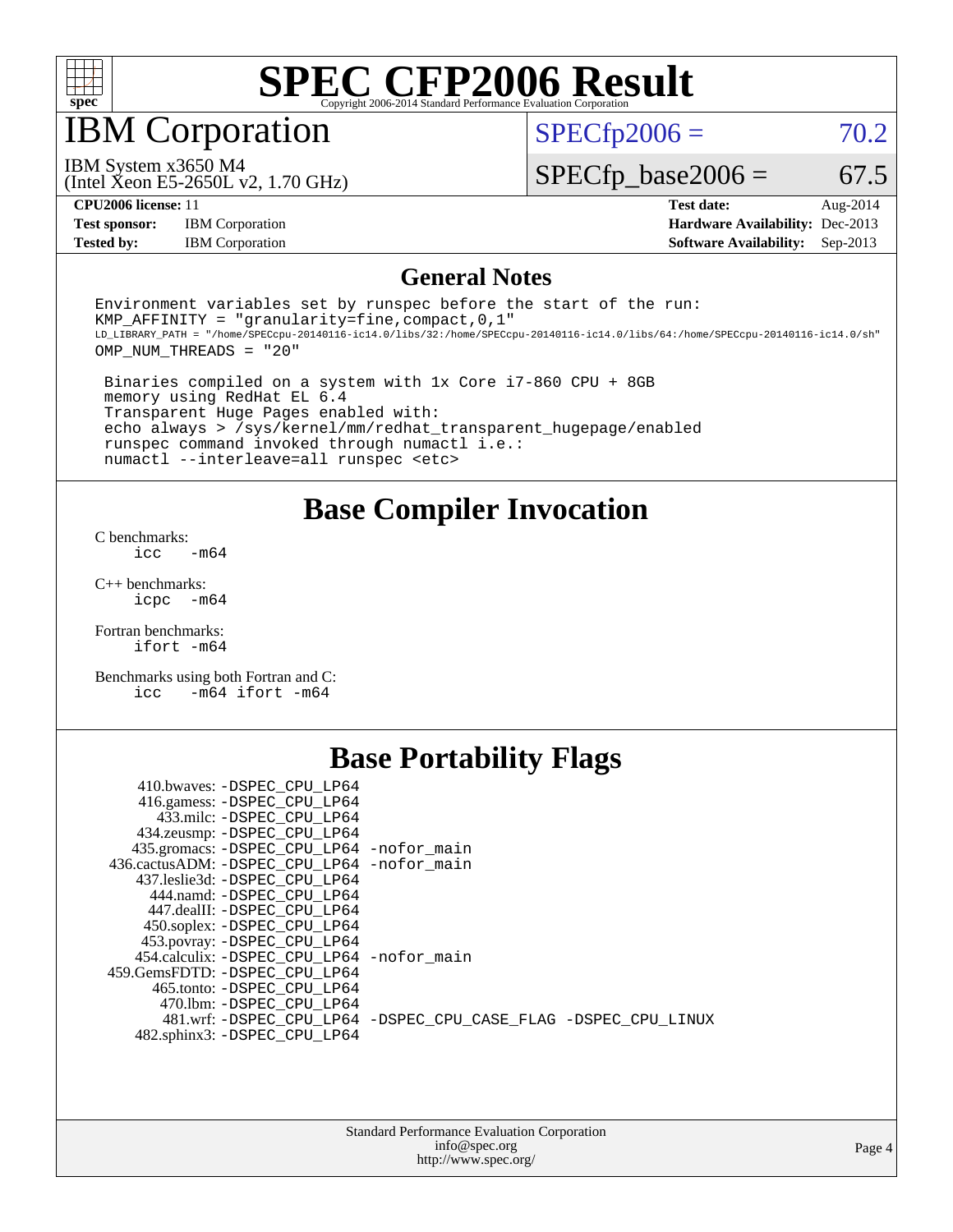# SPEC CFP2006 Result

Copyright 2006-2014 Standard Performance Evaluation Corporation

## IBM Corporation

IBM System x3650 M4
(Intel Xeon E5-2650L v2, 1.70 GHz)

SPECfp2006 = 70.2

SPECfp_base2006 = 67.5

| | | | |
|---|---|---|---|
| **CPU2006 license:** 11 | | **Test date:** | Aug-2014 |
| **Test sponsor:** | IBM Corporation | **Hardware Availability:** | Dec-2013 |
| **Tested by:** | IBM Corporation | **Software Availability:** | Sep-2013 |

## General Notes

```
Environment variables set by runspec before the start of the run:
KMP_AFFINITY = "granularity=fine,compact,0,1"
LD_LIBRARY_PATH = "/home/SPECcpu-20140116-ic14.0/libs/32:/home/SPECcpu-20140116-ic14.0/libs/64:/home/SPECcpu-20140116-ic14.0/sh"
OMP_NUM_THREADS = "20"

 Binaries compiled on a system with 1x Core i7-860 CPU + 8GB
 memory using RedHat EL 6.4
 Transparent Huge Pages enabled with:
 echo always > /sys/kernel/mm/redhat_transparent_hugepage/enabled
 runspec command invoked through numactl i.e.:
 numactl --interleave=all runspec <etc>
```

## Base Compiler Invocation

C benchmarks:
```
icc   -m64
```

C++ benchmarks:
```
icpc  -m64
```

Fortran benchmarks:
```
ifort -m64
```

Benchmarks using both Fortran and C:
```
icc   -m64 ifort -m64
```

## Base Portability Flags

```
   410.bwaves: -DSPEC_CPU_LP64
   416.gamess: -DSPEC_CPU_LP64
     433.milc: -DSPEC_CPU_LP64
   434.zeusmp: -DSPEC_CPU_LP64
  435.gromacs: -DSPEC_CPU_LP64 -nofor_main
 436.cactusADM: -DSPEC_CPU_LP64 -nofor_main
  437.leslie3d: -DSPEC_CPU_LP64
     444.namd: -DSPEC_CPU_LP64
    447.dealII: -DSPEC_CPU_LP64
    450.soplex: -DSPEC_CPU_LP64
    453.povray: -DSPEC_CPU_LP64
  454.calculix: -DSPEC_CPU_LP64 -nofor_main
 459.GemsFDTD: -DSPEC_CPU_LP64
     465.tonto: -DSPEC_CPU_LP64
      470.lbm: -DSPEC_CPU_LP64
      481.wrf: -DSPEC_CPU_LP64 -DSPEC_CPU_CASE_FLAG -DSPEC_CPU_LINUX
   482.sphinx3: -DSPEC_CPU_LP64
```

Standard Performance Evaluation Corporation
info@spec.org
http://www.spec.org/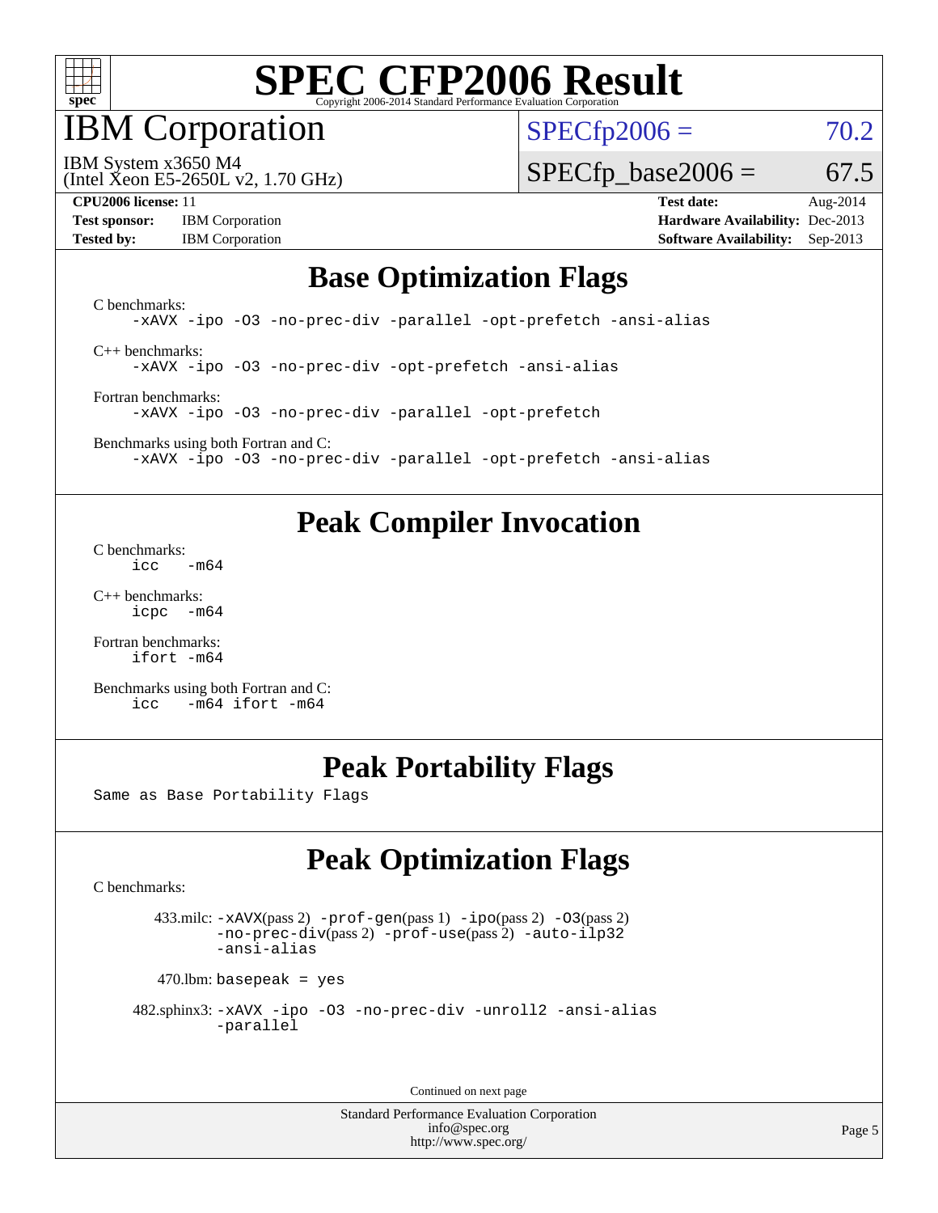# SPEC CFP2006 Result

Copyright 2006-2014 Standard Performance Evaluation Corporation

## IBM Corporation

IBM System x3650 M4
(Intel Xeon E5-2650L v2, 1.70 GHz)

SPECfp2006 = 70.2

SPECfp_base2006 = 67.5

**CPU2006 license:** 11
**Test sponsor:** IBM Corporation
**Tested by:** IBM Corporation

**Test date:** Aug-2014
**Hardware Availability:** Dec-2013
**Software Availability:** Sep-2013

## Base Optimization Flags

C benchmarks:

```
-xAVX -ipo -O3 -no-prec-div -parallel -opt-prefetch -ansi-alias
```

C++ benchmarks:

```
-xAVX -ipo -O3 -no-prec-div -opt-prefetch -ansi-alias
```

Fortran benchmarks:

```
-xAVX -ipo -O3 -no-prec-div -parallel -opt-prefetch
```

Benchmarks using both Fortran and C:

```
-xAVX -ipo -O3 -no-prec-div -parallel -opt-prefetch -ansi-alias
```

## Peak Compiler Invocation

C benchmarks:

```
icc   -m64
```

C++ benchmarks:

```
icpc  -m64
```

Fortran benchmarks:

```
ifort -m64
```

Benchmarks using both Fortran and C:

```
icc   -m64 ifort -m64
```

## Peak Portability Flags

Same as Base Portability Flags

## Peak Optimization Flags

C benchmarks:

433.milc: `-xAVX`(pass 2) `-prof-gen`(pass 1) `-ipo`(pass 2) `-O3`(pass 2) `-no-prec-div`(pass 2) `-prof-use`(pass 2) `-auto-ilp32` `-ansi-alias`

470.lbm: `basepeak = yes`

482.sphinx3: `-xAVX -ipo -O3 -no-prec-div -unroll2 -ansi-alias -parallel`

Continued on next page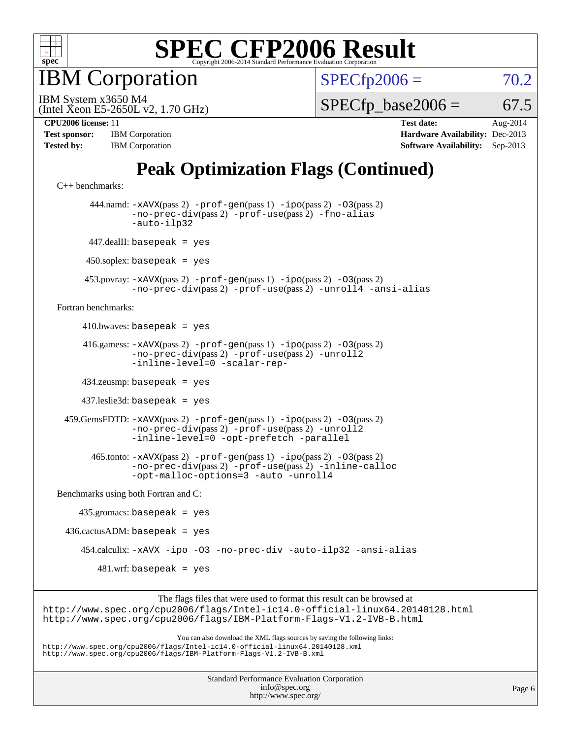# SPEC CFP2006 Result

Copyright 2006-2014 Standard Performance Evaluation Corporation

## IBM Corporation

IBM System x3650 M4
(Intel Xeon E5-2650L v2, 1.70 GHz)

SPECfp2006 = 70.2

SPECfp_base2006 = 67.5

| | | | |
|---|---|---|---|
| **CPU2006 license:** 11 | | **Test date:** | Aug-2014 |
| **Test sponsor:** | IBM Corporation | **Hardware Availability:** | Dec-2013 |
| **Tested by:** | IBM Corporation | **Software Availability:** | Sep-2013 |

# Peak Optimization Flags (Continued)

C++ benchmarks:

444.namd: -xAVX(pass 2) -prof-gen(pass 1) -ipo(pass 2) -O3(pass 2) -no-prec-div(pass 2) -prof-use(pass 2) -fno-alias -auto-ilp32

447.dealII: basepeak = yes

450.soplex: basepeak = yes

453.povray: -xAVX(pass 2) -prof-gen(pass 1) -ipo(pass 2) -O3(pass 2) -no-prec-div(pass 2) -prof-use(pass 2) -unroll4 -ansi-alias

Fortran benchmarks:

410.bwaves: basepeak = yes

416.gamess: -xAVX(pass 2) -prof-gen(pass 1) -ipo(pass 2) -O3(pass 2) -no-prec-div(pass 2) -prof-use(pass 2) -unroll2 -inline-level=0 -scalar-rep-

434.zeusmp: basepeak = yes

437.leslie3d: basepeak = yes

459.GemsFDTD: -xAVX(pass 2) -prof-gen(pass 1) -ipo(pass 2) -O3(pass 2) -no-prec-div(pass 2) -prof-use(pass 2) -unroll2 -inline-level=0 -opt-prefetch -parallel

465.tonto: -xAVX(pass 2) -prof-gen(pass 1) -ipo(pass 2) -O3(pass 2) -no-prec-div(pass 2) -prof-use(pass 2) -inline-calloc -opt-malloc-options=3 -auto -unroll4

Benchmarks using both Fortran and C:

435.gromacs: basepeak = yes

436.cactusADM: basepeak = yes

454.calculix: -xAVX -ipo -O3 -no-prec-div -auto-ilp32 -ansi-alias

481.wrf: basepeak = yes

The flags files that were used to format this result can be browsed at
http://www.spec.org/cpu2006/flags/Intel-ic14.0-official-linux64.20140128.html
http://www.spec.org/cpu2006/flags/IBM-Platform-Flags-V1.2-IVB-B.html

You can also download the XML flags sources by saving the following links:
http://www.spec.org/cpu2006/flags/Intel-ic14.0-official-linux64.20140128.xml
http://www.spec.org/cpu2006/flags/IBM-Platform-Flags-V1.2-IVB-B.xml

Standard Performance Evaluation Corporation
info@spec.org
http://www.spec.org/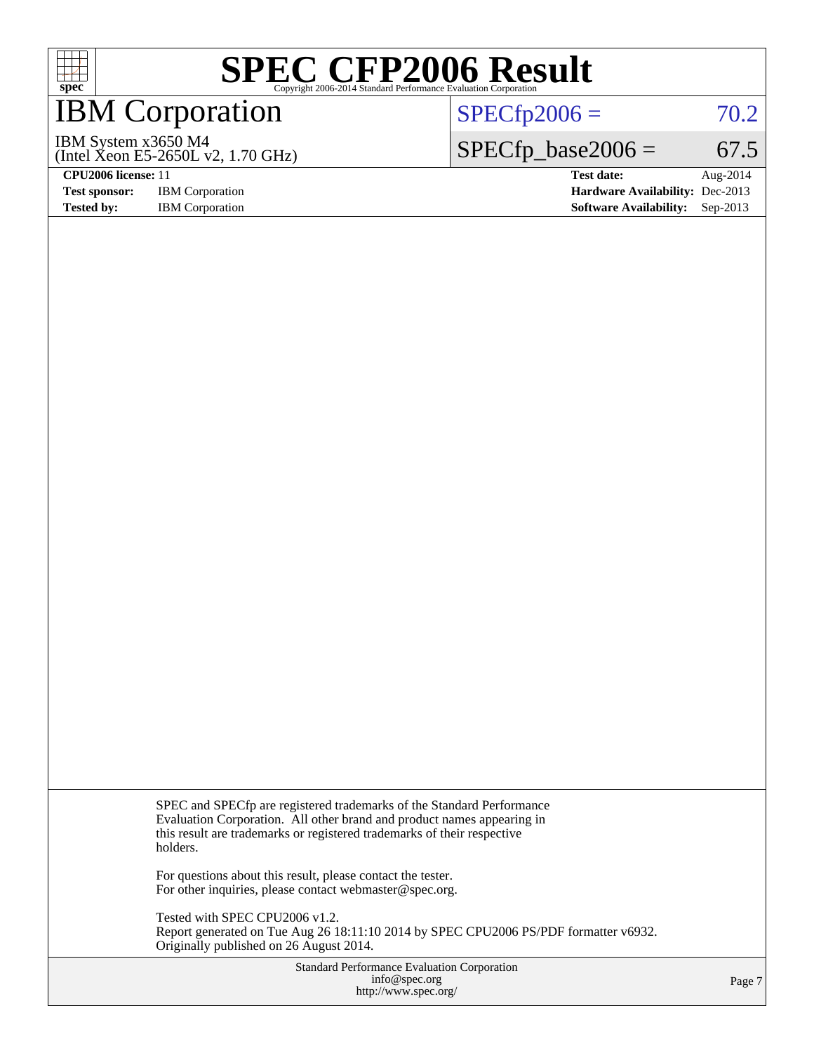# SPEC CFP2006 Result

Copyright 2006-2014 Standard Performance Evaluation Corporation

## IBM Corporation

IBM System x3650 M4
(Intel Xeon E5-2650L v2, 1.70 GHz)

SPECfp2006 = 70.2

SPECfp_base2006 = 67.5

| | | | |
|---|---|---|---|
| **CPU2006 license:** 11 | | **Test date:** | Aug-2014 |
| **Test sponsor:** | IBM Corporation | **Hardware Availability:** | Dec-2013 |
| **Tested by:** | IBM Corporation | **Software Availability:** | Sep-2013 |

SPEC and SPECfp are registered trademarks of the Standard Performance Evaluation Corporation. All other brand and product names appearing in this result are trademarks or registered trademarks of their respective holders.

For questions about this result, please contact the tester.
For other inquiries, please contact webmaster@spec.org.

Tested with SPEC CPU2006 v1.2.
Report generated on Tue Aug 26 18:11:10 2014 by SPEC CPU2006 PS/PDF formatter v6932.
Originally published on 26 August 2014.

Standard Performance Evaluation Corporation
info@spec.org
http://www.spec.org/